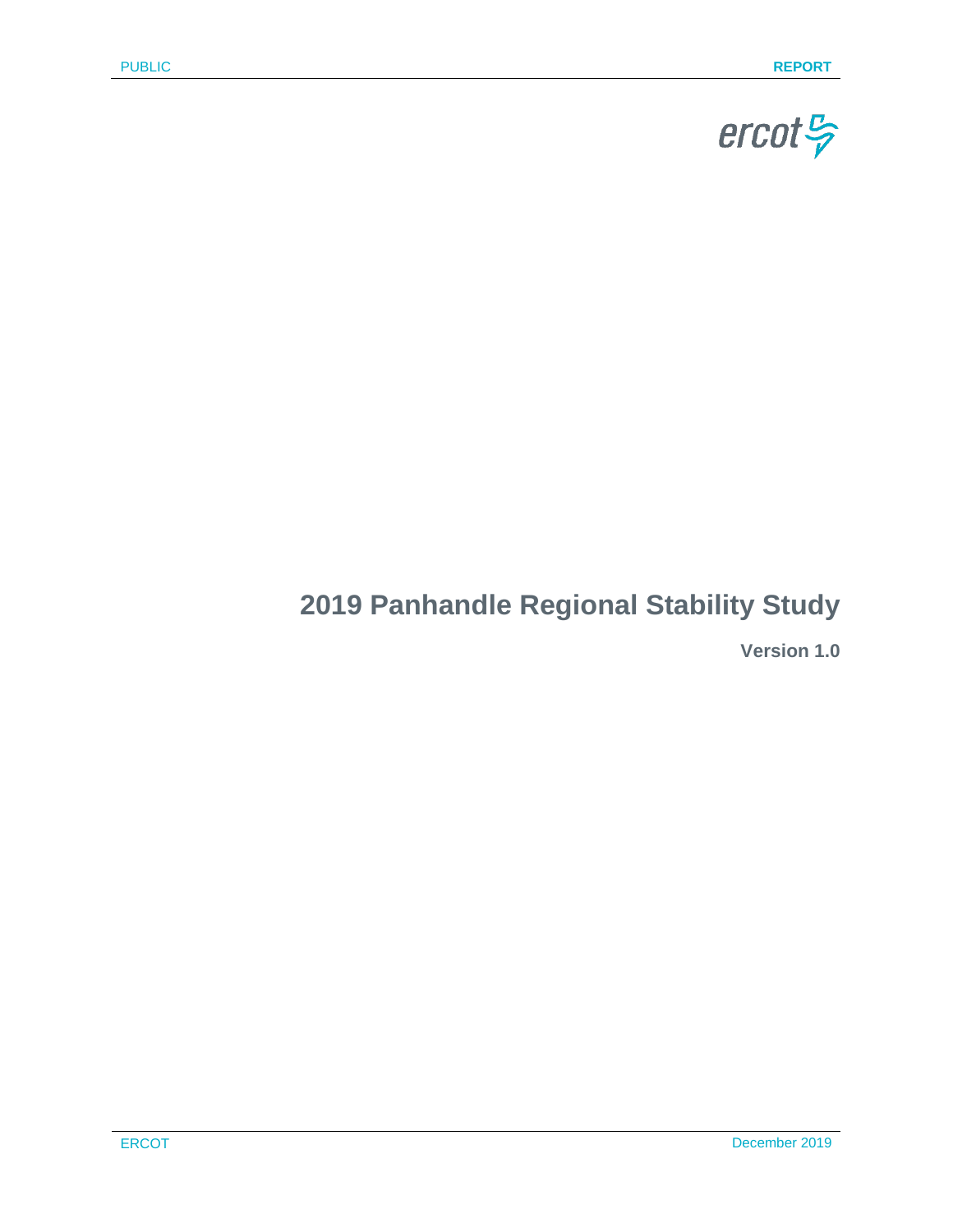# 2019 Panhandle Regional Stability Study

**Version 1.0**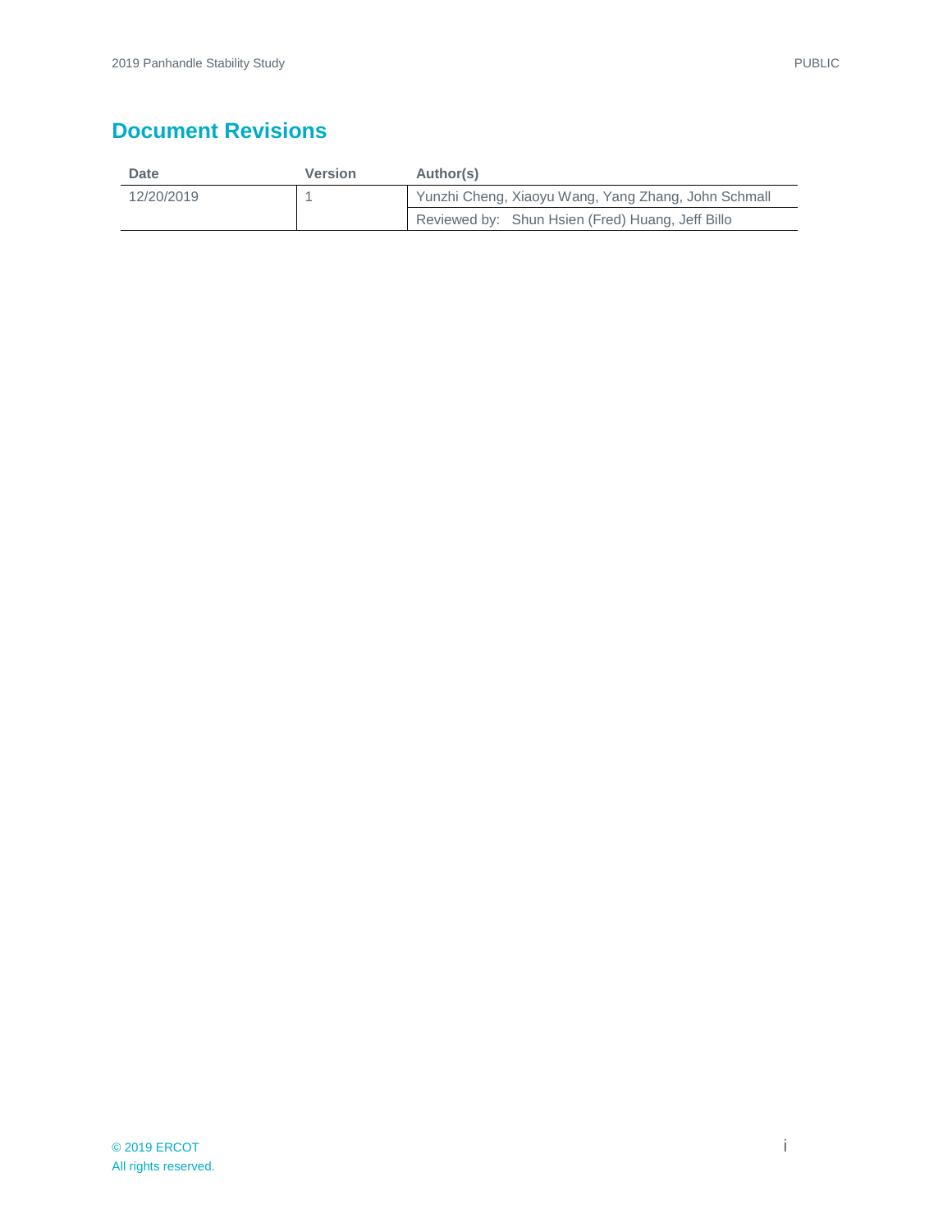# Document Revisions

| Date | Version | Author(s) |
|---|---|---|
| 12/20/2019 | 1 | Yunzhi Cheng, Xiaoyu Wang, Yang Zhang, John Schmall |
| | | Reviewed by: Shun Hsien (Fred) Huang, Jeff Billo |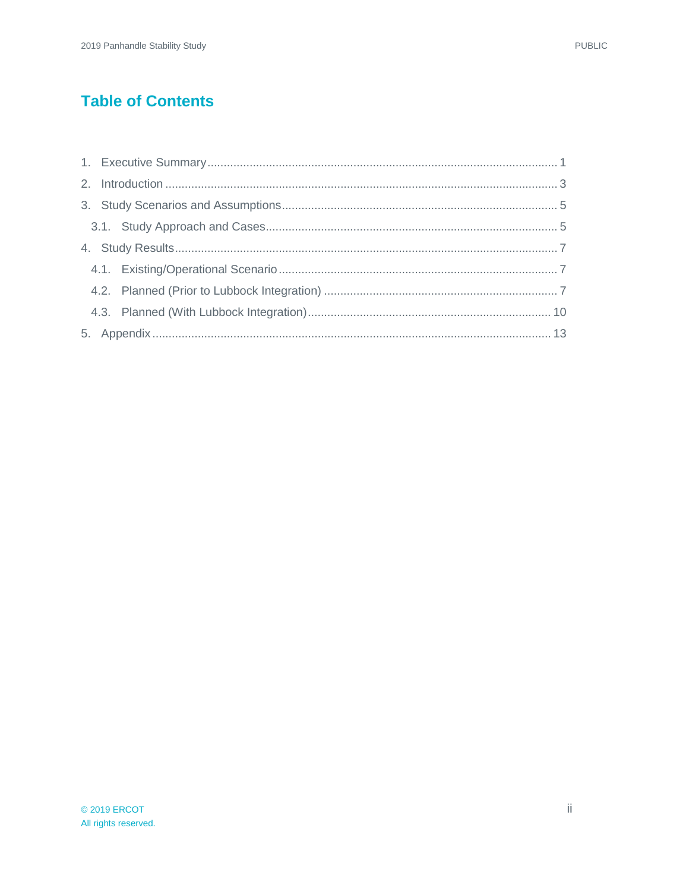# Table of Contents

1. Executive Summary ........................................ 1
2. Introduction ........................................ 3
3. Study Scenarios and Assumptions ........................................ 5
   - 3.1. Study Approach and Cases ........................................ 5
4. Study Results ........................................ 7
   - 4.1. Existing/Operational Scenario ........................................ 7
   - 4.2. Planned (Prior to Lubbock Integration) ........................................ 7
   - 4.3. Planned (With Lubbock Integration) ........................................ 10
5. Appendix ........................................ 13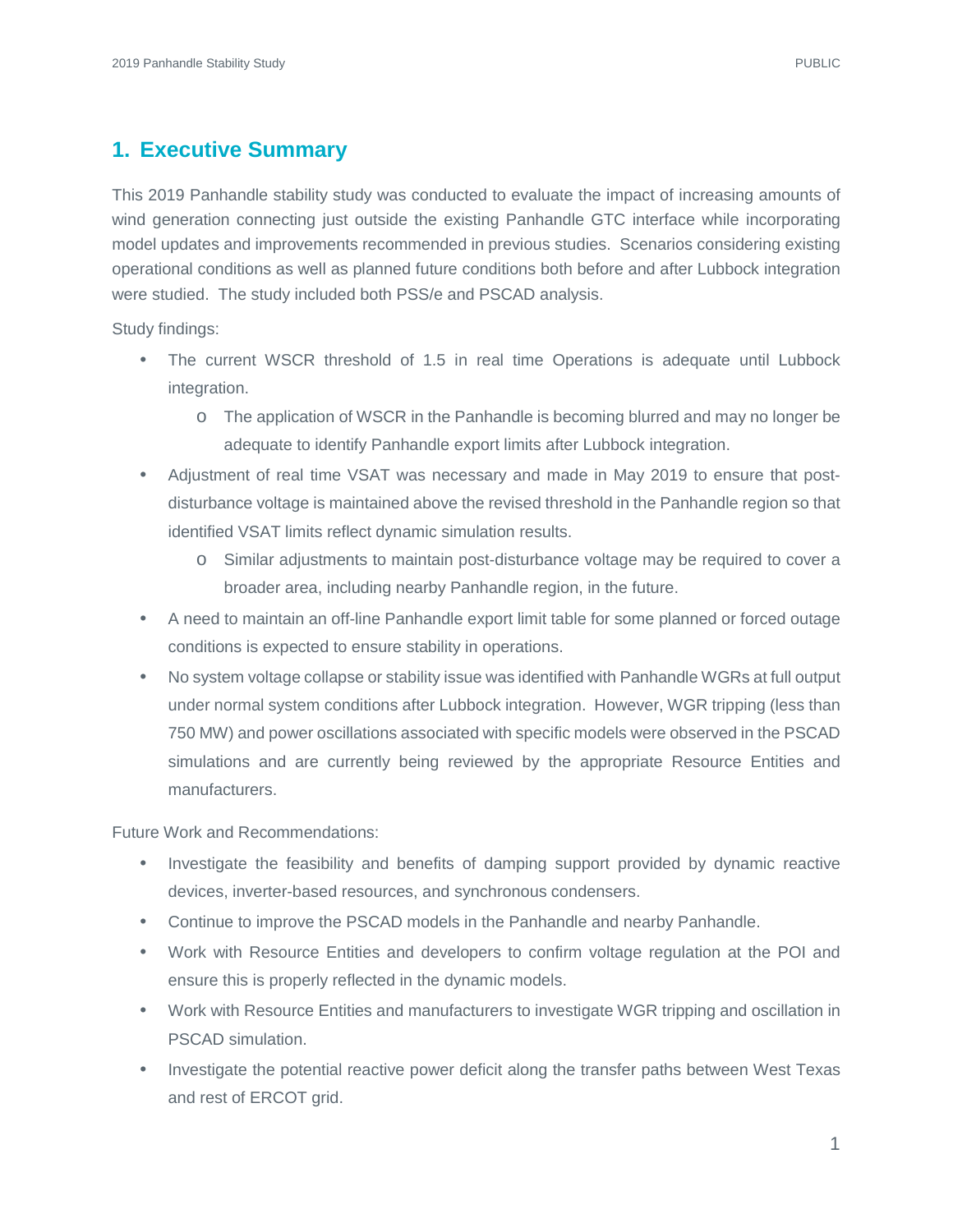# 1. Executive Summary

This 2019 Panhandle stability study was conducted to evaluate the impact of increasing amounts of wind generation connecting just outside the existing Panhandle GTC interface while incorporating model updates and improvements recommended in previous studies. Scenarios considering existing operational conditions as well as planned future conditions both before and after Lubbock integration were studied. The study included both PSS/e and PSCAD analysis.

Study findings:

- The current WSCR threshold of 1.5 in real time Operations is adequate until Lubbock integration.
  - The application of WSCR in the Panhandle is becoming blurred and may no longer be adequate to identify Panhandle export limits after Lubbock integration.
- Adjustment of real time VSAT was necessary and made in May 2019 to ensure that post-disturbance voltage is maintained above the revised threshold in the Panhandle region so that identified VSAT limits reflect dynamic simulation results.
  - Similar adjustments to maintain post-disturbance voltage may be required to cover a broader area, including nearby Panhandle region, in the future.
- A need to maintain an off-line Panhandle export limit table for some planned or forced outage conditions is expected to ensure stability in operations.
- No system voltage collapse or stability issue was identified with Panhandle WGRs at full output under normal system conditions after Lubbock integration. However, WGR tripping (less than 750 MW) and power oscillations associated with specific models were observed in the PSCAD simulations and are currently being reviewed by the appropriate Resource Entities and manufacturers.

Future Work and Recommendations:

- Investigate the feasibility and benefits of damping support provided by dynamic reactive devices, inverter-based resources, and synchronous condensers.
- Continue to improve the PSCAD models in the Panhandle and nearby Panhandle.
- Work with Resource Entities and developers to confirm voltage regulation at the POI and ensure this is properly reflected in the dynamic models.
- Work with Resource Entities and manufacturers to investigate WGR tripping and oscillation in PSCAD simulation.
- Investigate the potential reactive power deficit along the transfer paths between West Texas and rest of ERCOT grid.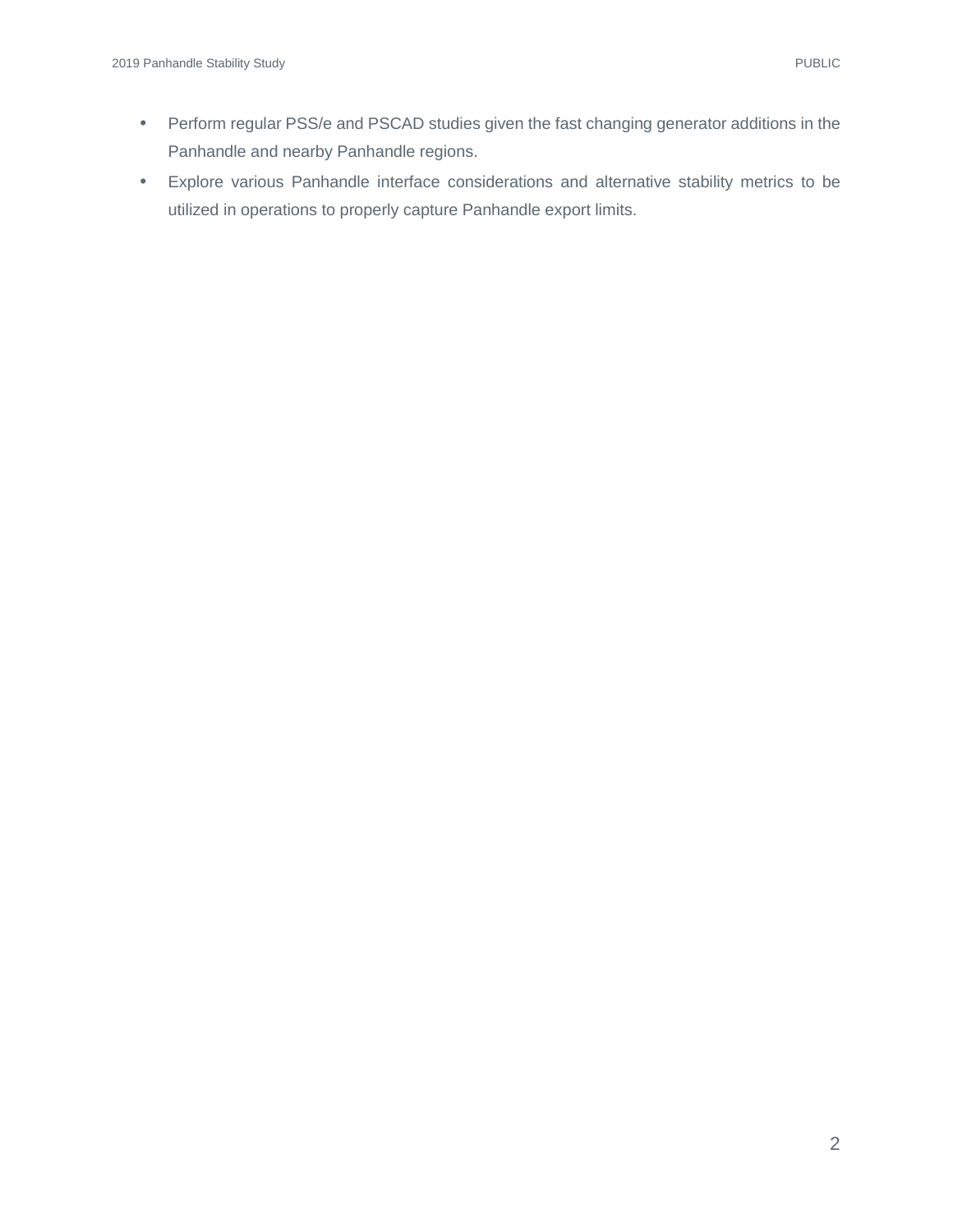- Perform regular PSS/e and PSCAD studies given the fast changing generator additions in the Panhandle and nearby Panhandle regions.
- Explore various Panhandle interface considerations and alternative stability metrics to be utilized in operations to properly capture Panhandle export limits.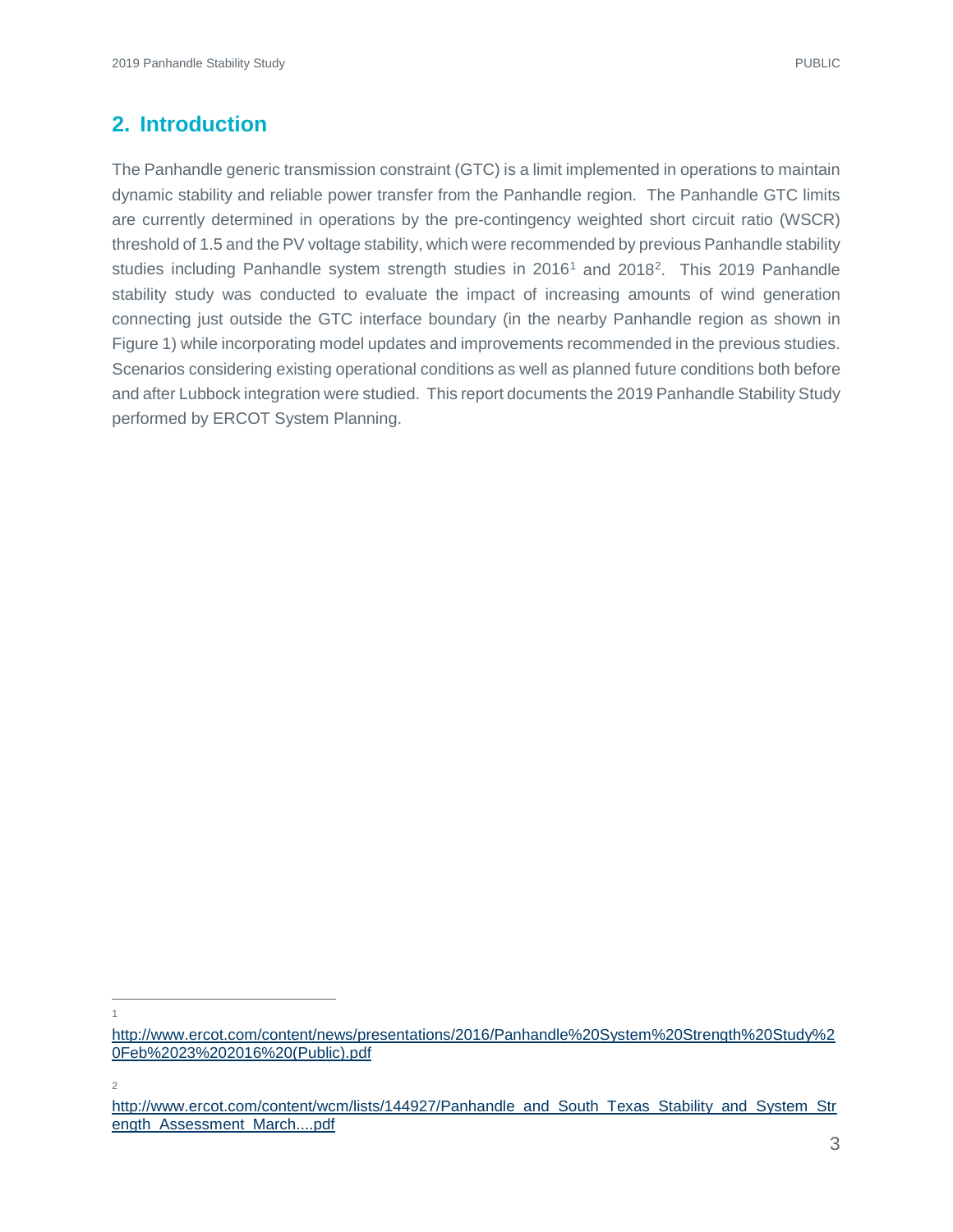## 2. Introduction

The Panhandle generic transmission constraint (GTC) is a limit implemented in operations to maintain dynamic stability and reliable power transfer from the Panhandle region. The Panhandle GTC limits are currently determined in operations by the pre-contingency weighted short circuit ratio (WSCR) threshold of 1.5 and the PV voltage stability, which were recommended by previous Panhandle stability studies including Panhandle system strength studies in 2016[1] and 2018[2]. This 2019 Panhandle stability study was conducted to evaluate the impact of increasing amounts of wind generation connecting just outside the GTC interface boundary (in the nearby Panhandle region as shown in Figure 1) while incorporating model updates and improvements recommended in the previous studies. Scenarios considering existing operational conditions as well as planned future conditions both before and after Lubbock integration were studied. This report documents the 2019 Panhandle Stability Study performed by ERCOT System Planning.

---

[1] http://www.ercot.com/content/news/presentations/2016/Panhandle%20System%20Strength%20Study%20Feb%2023%202016%20(Public).pdf

[2] http://www.ercot.com/content/wcm/lists/144927/Panhandle_and_South_Texas_Stability_and_System_Strength_Assessment_March....pdf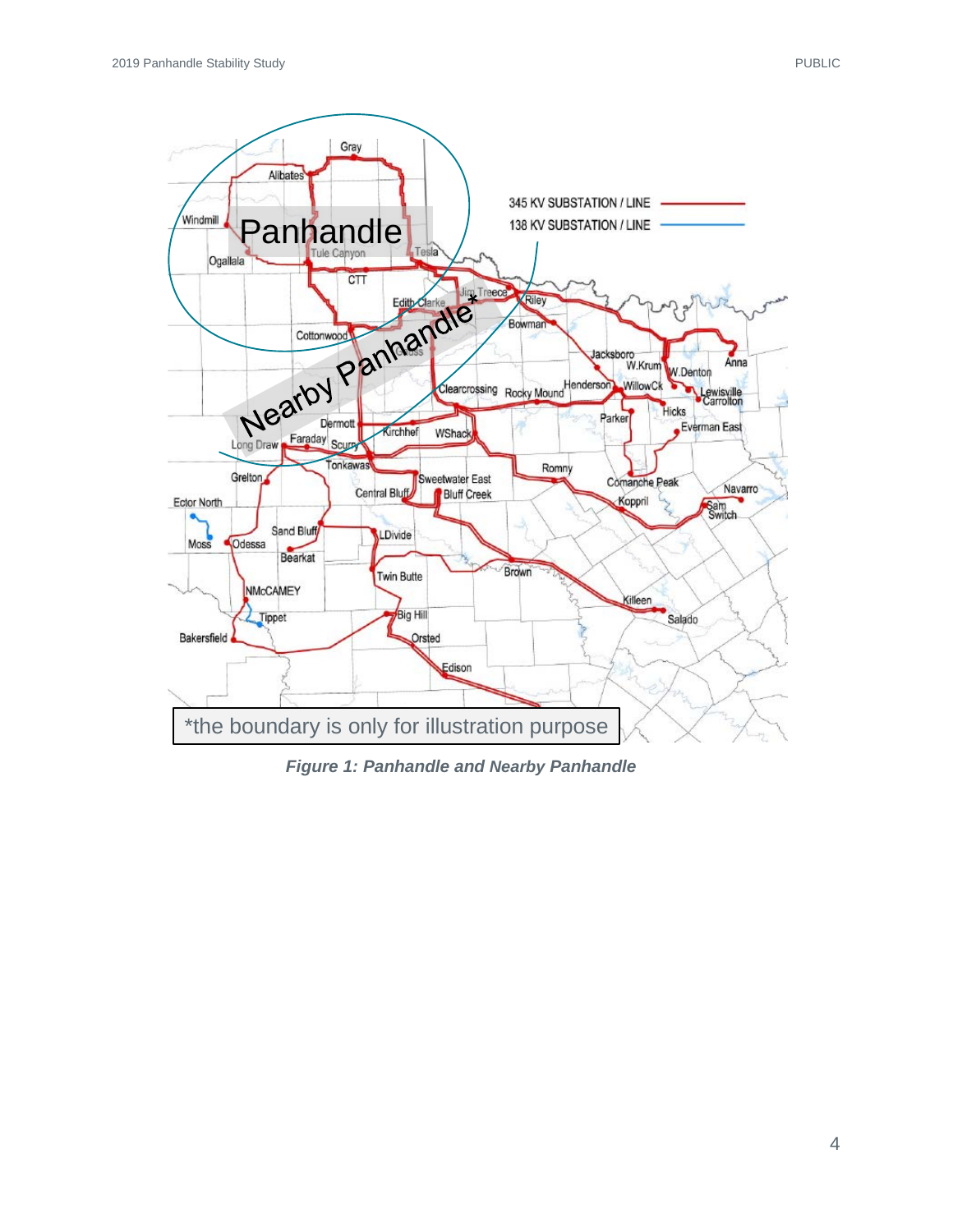*Figure 1: Panhandle and Nearby Panhandle*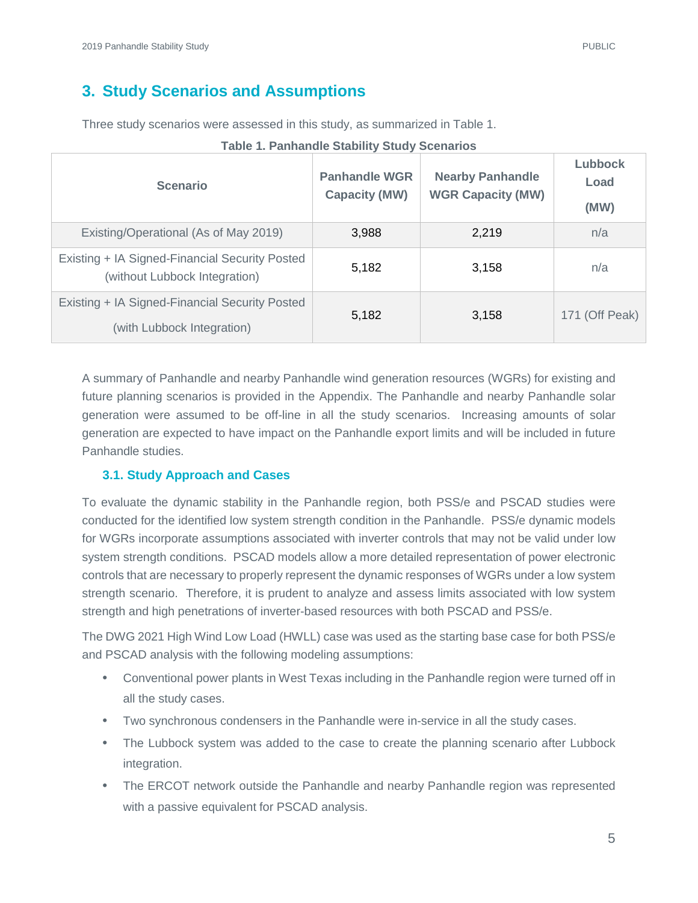## 3. Study Scenarios and Assumptions

Three study scenarios were assessed in this study, as summarized in Table 1.

**Table 1. Panhandle Stability Study Scenarios**

| Scenario | Panhandle WGR Capacity (MW) | Nearby Panhandle WGR Capacity (MW) | Lubbock Load (MW) |
|---|---|---|---|
| Existing/Operational (As of May 2019) | 3,988 | 2,219 | n/a |
| Existing + IA Signed-Financial Security Posted (without Lubbock Integration) | 5,182 | 3,158 | n/a |
| Existing + IA Signed-Financial Security Posted (with Lubbock Integration) | 5,182 | 3,158 | 171 (Off Peak) |

A summary of Panhandle and nearby Panhandle wind generation resources (WGRs) for existing and future planning scenarios is provided in the Appendix. The Panhandle and nearby Panhandle solar generation were assumed to be off-line in all the study scenarios. Increasing amounts of solar generation are expected to have impact on the Panhandle export limits and will be included in future Panhandle studies.

### 3.1. Study Approach and Cases

To evaluate the dynamic stability in the Panhandle region, both PSS/e and PSCAD studies were conducted for the identified low system strength condition in the Panhandle. PSS/e dynamic models for WGRs incorporate assumptions associated with inverter controls that may not be valid under low system strength conditions. PSCAD models allow a more detailed representation of power electronic controls that are necessary to properly represent the dynamic responses of WGRs under a low system strength scenario. Therefore, it is prudent to analyze and assess limits associated with low system strength and high penetrations of inverter-based resources with both PSCAD and PSS/e.

The DWG 2021 High Wind Low Load (HWLL) case was used as the starting base case for both PSS/e and PSCAD analysis with the following modeling assumptions:

- Conventional power plants in West Texas including in the Panhandle region were turned off in all the study cases.
- Two synchronous condensers in the Panhandle were in-service in all the study cases.
- The Lubbock system was added to the case to create the planning scenario after Lubbock integration.
- The ERCOT network outside the Panhandle and nearby Panhandle region was represented with a passive equivalent for PSCAD analysis.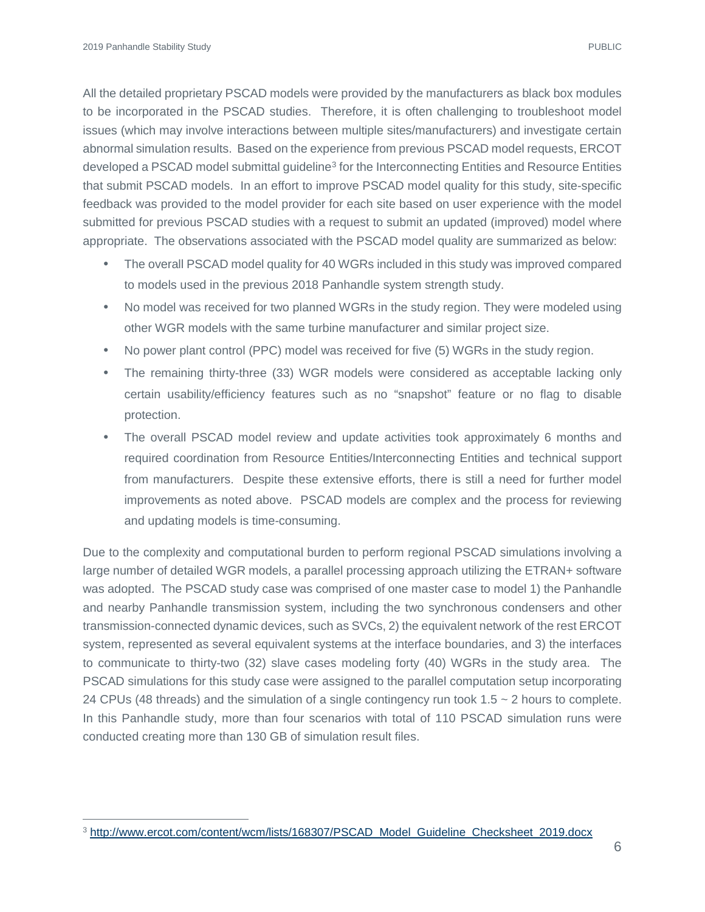All the detailed proprietary PSCAD models were provided by the manufacturers as black box modules to be incorporated in the PSCAD studies. Therefore, it is often challenging to troubleshoot model issues (which may involve interactions between multiple sites/manufacturers) and investigate certain abnormal simulation results. Based on the experience from previous PSCAD model requests, ERCOT developed a PSCAD model submittal guideline[3] for the Interconnecting Entities and Resource Entities that submit PSCAD models. In an effort to improve PSCAD model quality for this study, site-specific feedback was provided to the model provider for each site based on user experience with the model submitted for previous PSCAD studies with a request to submit an updated (improved) model where appropriate. The observations associated with the PSCAD model quality are summarized as below:

- The overall PSCAD model quality for 40 WGRs included in this study was improved compared to models used in the previous 2018 Panhandle system strength study.
- No model was received for two planned WGRs in the study region. They were modeled using other WGR models with the same turbine manufacturer and similar project size.
- No power plant control (PPC) model was received for five (5) WGRs in the study region.
- The remaining thirty-three (33) WGR models were considered as acceptable lacking only certain usability/efficiency features such as no "snapshot" feature or no flag to disable protection.
- The overall PSCAD model review and update activities took approximately 6 months and required coordination from Resource Entities/Interconnecting Entities and technical support from manufacturers. Despite these extensive efforts, there is still a need for further model improvements as noted above. PSCAD models are complex and the process for reviewing and updating models is time-consuming.

Due to the complexity and computational burden to perform regional PSCAD simulations involving a large number of detailed WGR models, a parallel processing approach utilizing the ETRAN+ software was adopted. The PSCAD study case was comprised of one master case to model 1) the Panhandle and nearby Panhandle transmission system, including the two synchronous condensers and other transmission-connected dynamic devices, such as SVCs, 2) the equivalent network of the rest ERCOT system, represented as several equivalent systems at the interface boundaries, and 3) the interfaces to communicate to thirty-two (32) slave cases modeling forty (40) WGRs in the study area. The PSCAD simulations for this study case were assigned to the parallel computation setup incorporating 24 CPUs (48 threads) and the simulation of a single contingency run took 1.5 ~ 2 hours to complete. In this Panhandle study, more than four scenarios with total of 110 PSCAD simulation runs were conducted creating more than 130 GB of simulation result files.

[3] http://www.ercot.com/content/wcm/lists/168307/PSCAD_Model_Guideline_Checksheet_2019.docx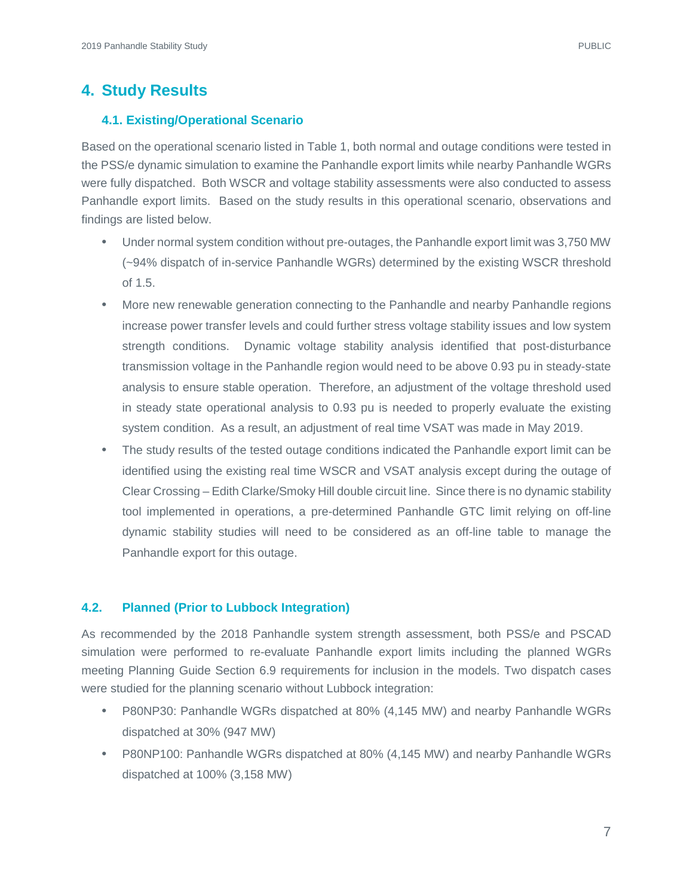# 4. Study Results

## 4.1. Existing/Operational Scenario

Based on the operational scenario listed in Table 1, both normal and outage conditions were tested in the PSS/e dynamic simulation to examine the Panhandle export limits while nearby Panhandle WGRs were fully dispatched. Both WSCR and voltage stability assessments were also conducted to assess Panhandle export limits. Based on the study results in this operational scenario, observations and findings are listed below.

- Under normal system condition without pre-outages, the Panhandle export limit was 3,750 MW (~94% dispatch of in-service Panhandle WGRs) determined by the existing WSCR threshold of 1.5.
- More new renewable generation connecting to the Panhandle and nearby Panhandle regions increase power transfer levels and could further stress voltage stability issues and low system strength conditions. Dynamic voltage stability analysis identified that post-disturbance transmission voltage in the Panhandle region would need to be above 0.93 pu in steady-state analysis to ensure stable operation. Therefore, an adjustment of the voltage threshold used in steady state operational analysis to 0.93 pu is needed to properly evaluate the existing system condition. As a result, an adjustment of real time VSAT was made in May 2019.
- The study results of the tested outage conditions indicated the Panhandle export limit can be identified using the existing real time WSCR and VSAT analysis except during the outage of Clear Crossing – Edith Clarke/Smoky Hill double circuit line. Since there is no dynamic stability tool implemented in operations, a pre-determined Panhandle GTC limit relying on off-line dynamic stability studies will need to be considered as an off-line table to manage the Panhandle export for this outage.

## 4.2. Planned (Prior to Lubbock Integration)

As recommended by the 2018 Panhandle system strength assessment, both PSS/e and PSCAD simulation were performed to re-evaluate Panhandle export limits including the planned WGRs meeting Planning Guide Section 6.9 requirements for inclusion in the models. Two dispatch cases were studied for the planning scenario without Lubbock integration:

- P80NP30: Panhandle WGRs dispatched at 80% (4,145 MW) and nearby Panhandle WGRs dispatched at 30% (947 MW)
- P80NP100: Panhandle WGRs dispatched at 80% (4,145 MW) and nearby Panhandle WGRs dispatched at 100% (3,158 MW)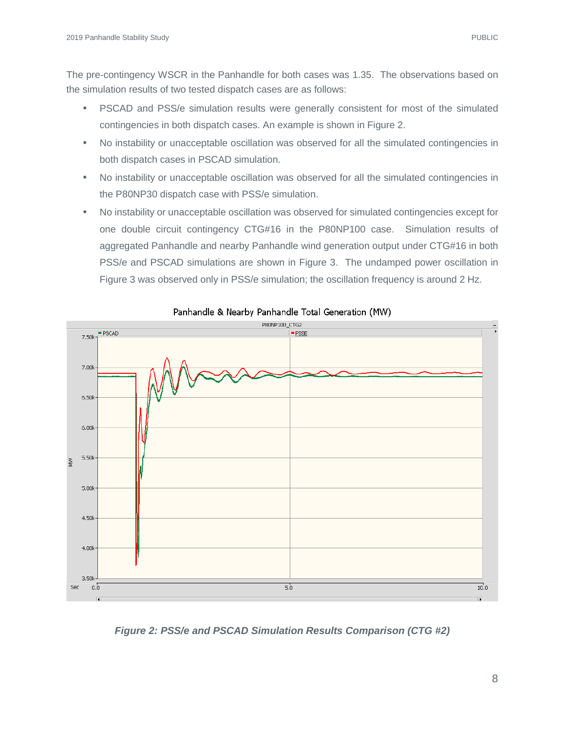The pre-contingency WSCR in the Panhandle for both cases was 1.35. The observations based on the simulation results of two tested dispatch cases are as follows:

- PSCAD and PSS/e simulation results were generally consistent for most of the simulated contingencies in both dispatch cases. An example is shown in Figure 2.
- No instability or unacceptable oscillation was observed for all the simulated contingencies in both dispatch cases in PSCAD simulation.
- No instability or unacceptable oscillation was observed for all the simulated contingencies in the P80NP30 dispatch case with PSS/e simulation.
- No instability or unacceptable oscillation was observed for simulated contingencies except for one double circuit contingency CTG#16 in the P80NP100 case. Simulation results of aggregated Panhandle and nearby Panhandle wind generation output under CTG#16 in both PSS/e and PSCAD simulations are shown in Figure 3. The undamped power oscillation in Figure 3 was observed only in PSS/e simulation; the oscillation frequency is around 2 Hz.

*Figure 2: PSS/e and PSCAD Simulation Results Comparison (CTG #2)*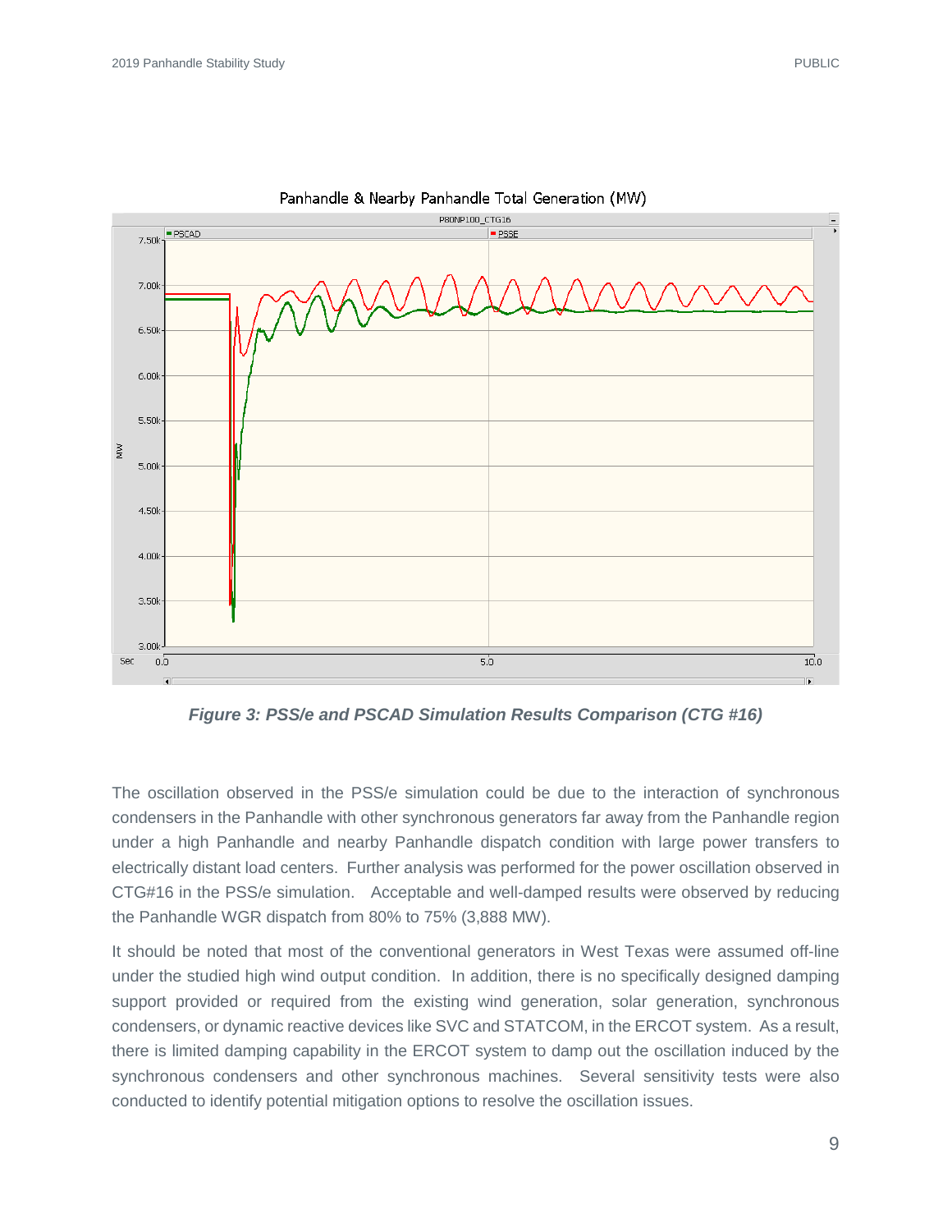*Figure 3: PSS/e and PSCAD Simulation Results Comparison (CTG #16)*

The oscillation observed in the PSS/e simulation could be due to the interaction of synchronous condensers in the Panhandle with other synchronous generators far away from the Panhandle region under a high Panhandle and nearby Panhandle dispatch condition with large power transfers to electrically distant load centers. Further analysis was performed for the power oscillation observed in CTG#16 in the PSS/e simulation. Acceptable and well-damped results were observed by reducing the Panhandle WGR dispatch from 80% to 75% (3,888 MW).

It should be noted that most of the conventional generators in West Texas were assumed off-line under the studied high wind output condition. In addition, there is no specifically designed damping support provided or required from the existing wind generation, solar generation, synchronous condensers, or dynamic reactive devices like SVC and STATCOM, in the ERCOT system. As a result, there is limited damping capability in the ERCOT system to damp out the oscillation induced by the synchronous condensers and other synchronous machines. Several sensitivity tests were also conducted to identify potential mitigation options to resolve the oscillation issues.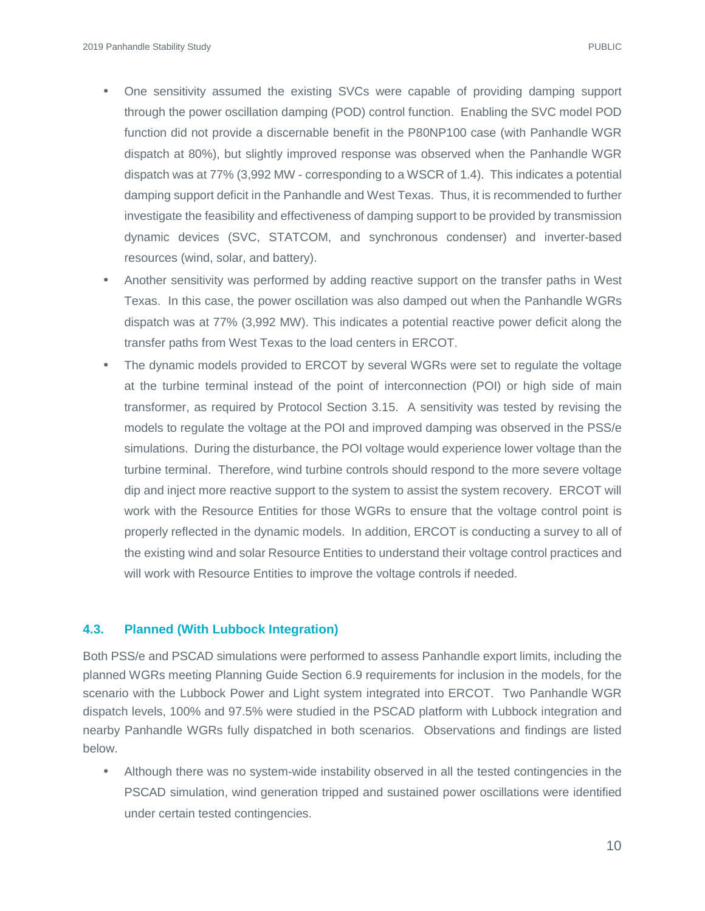- One sensitivity assumed the existing SVCs were capable of providing damping support through the power oscillation damping (POD) control function. Enabling the SVC model POD function did not provide a discernable benefit in the P80NP100 case (with Panhandle WGR dispatch at 80%), but slightly improved response was observed when the Panhandle WGR dispatch was at 77% (3,992 MW - corresponding to a WSCR of 1.4). This indicates a potential damping support deficit in the Panhandle and West Texas. Thus, it is recommended to further investigate the feasibility and effectiveness of damping support to be provided by transmission dynamic devices (SVC, STATCOM, and synchronous condenser) and inverter-based resources (wind, solar, and battery).
- Another sensitivity was performed by adding reactive support on the transfer paths in West Texas. In this case, the power oscillation was also damped out when the Panhandle WGRs dispatch was at 77% (3,992 MW). This indicates a potential reactive power deficit along the transfer paths from West Texas to the load centers in ERCOT.
- The dynamic models provided to ERCOT by several WGRs were set to regulate the voltage at the turbine terminal instead of the point of interconnection (POI) or high side of main transformer, as required by Protocol Section 3.15. A sensitivity was tested by revising the models to regulate the voltage at the POI and improved damping was observed in the PSS/e simulations. During the disturbance, the POI voltage would experience lower voltage than the turbine terminal. Therefore, wind turbine controls should respond to the more severe voltage dip and inject more reactive support to the system to assist the system recovery. ERCOT will work with the Resource Entities for those WGRs to ensure that the voltage control point is properly reflected in the dynamic models. In addition, ERCOT is conducting a survey to all of the existing wind and solar Resource Entities to understand their voltage control practices and will work with Resource Entities to improve the voltage controls if needed.

### 4.3. Planned (With Lubbock Integration)

Both PSS/e and PSCAD simulations were performed to assess Panhandle export limits, including the planned WGRs meeting Planning Guide Section 6.9 requirements for inclusion in the models, for the scenario with the Lubbock Power and Light system integrated into ERCOT. Two Panhandle WGR dispatch levels, 100% and 97.5% were studied in the PSCAD platform with Lubbock integration and nearby Panhandle WGRs fully dispatched in both scenarios. Observations and findings are listed below.

- Although there was no system-wide instability observed in all the tested contingencies in the PSCAD simulation, wind generation tripped and sustained power oscillations were identified under certain tested contingencies.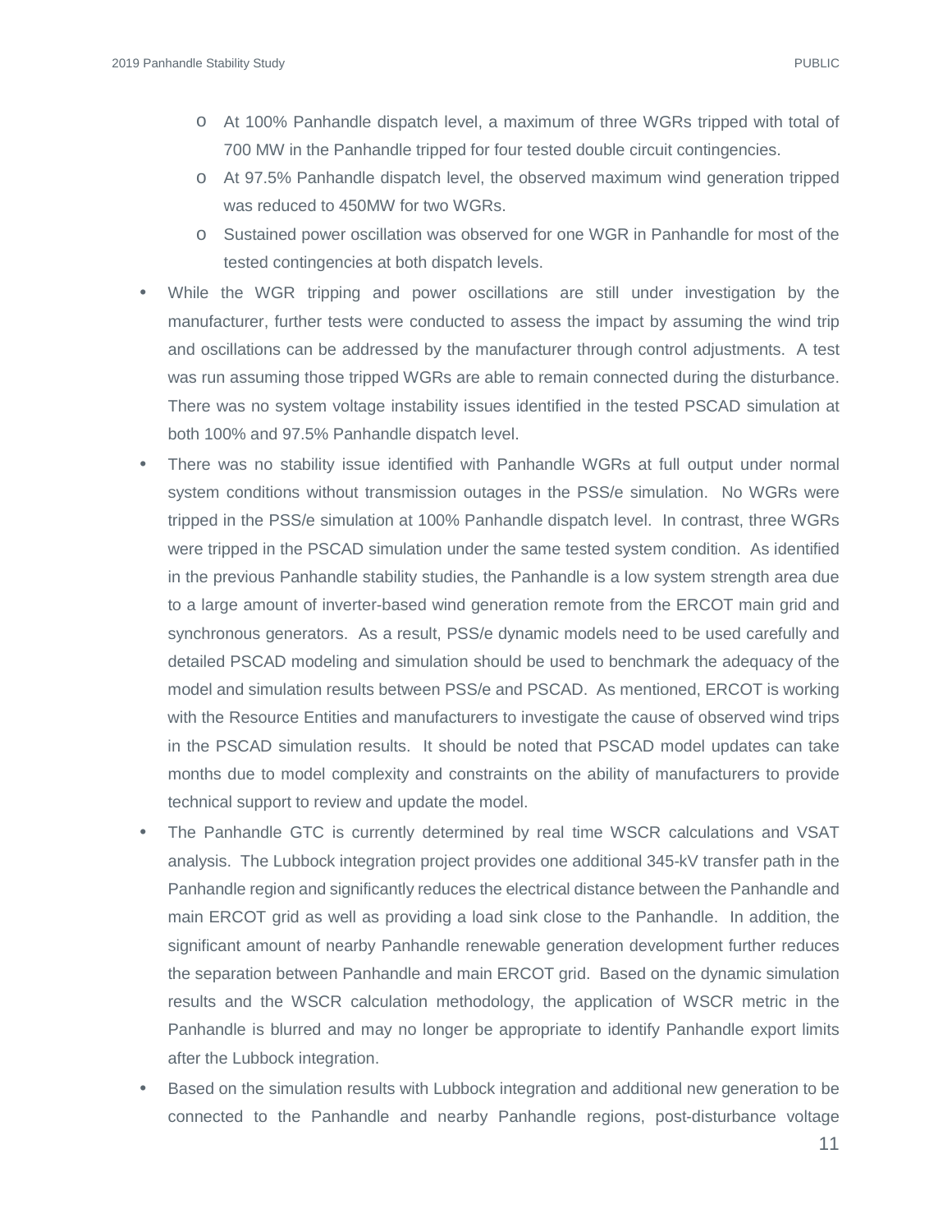- At 100% Panhandle dispatch level, a maximum of three WGRs tripped with total of 700 MW in the Panhandle tripped for four tested double circuit contingencies.
  - At 97.5% Panhandle dispatch level, the observed maximum wind generation tripped was reduced to 450MW for two WGRs.
  - Sustained power oscillation was observed for one WGR in Panhandle for most of the tested contingencies at both dispatch levels.
- While the WGR tripping and power oscillations are still under investigation by the manufacturer, further tests were conducted to assess the impact by assuming the wind trip and oscillations can be addressed by the manufacturer through control adjustments. A test was run assuming those tripped WGRs are able to remain connected during the disturbance. There was no system voltage instability issues identified in the tested PSCAD simulation at both 100% and 97.5% Panhandle dispatch level.
- There was no stability issue identified with Panhandle WGRs at full output under normal system conditions without transmission outages in the PSS/e simulation. No WGRs were tripped in the PSS/e simulation at 100% Panhandle dispatch level. In contrast, three WGRs were tripped in the PSCAD simulation under the same tested system condition. As identified in the previous Panhandle stability studies, the Panhandle is a low system strength area due to a large amount of inverter-based wind generation remote from the ERCOT main grid and synchronous generators. As a result, PSS/e dynamic models need to be used carefully and detailed PSCAD modeling and simulation should be used to benchmark the adequacy of the model and simulation results between PSS/e and PSCAD. As mentioned, ERCOT is working with the Resource Entities and manufacturers to investigate the cause of observed wind trips in the PSCAD simulation results. It should be noted that PSCAD model updates can take months due to model complexity and constraints on the ability of manufacturers to provide technical support to review and update the model.
- The Panhandle GTC is currently determined by real time WSCR calculations and VSAT analysis. The Lubbock integration project provides one additional 345-kV transfer path in the Panhandle region and significantly reduces the electrical distance between the Panhandle and main ERCOT grid as well as providing a load sink close to the Panhandle. In addition, the significant amount of nearby Panhandle renewable generation development further reduces the separation between Panhandle and main ERCOT grid. Based on the dynamic simulation results and the WSCR calculation methodology, the application of WSCR metric in the Panhandle is blurred and may no longer be appropriate to identify Panhandle export limits after the Lubbock integration.
- Based on the simulation results with Lubbock integration and additional new generation to be connected to the Panhandle and nearby Panhandle regions, post-disturbance voltage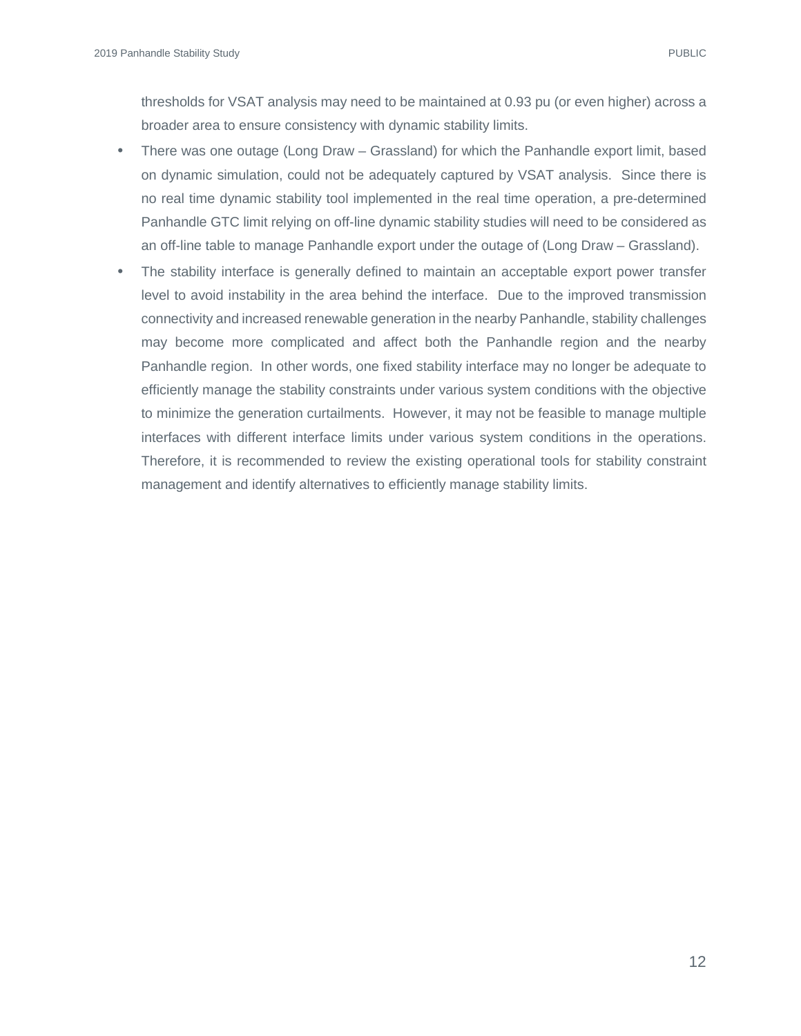thresholds for VSAT analysis may need to be maintained at 0.93 pu (or even higher) across a broader area to ensure consistency with dynamic stability limits.

- There was one outage (Long Draw – Grassland) for which the Panhandle export limit, based on dynamic simulation, could not be adequately captured by VSAT analysis. Since there is no real time dynamic stability tool implemented in the real time operation, a pre-determined Panhandle GTC limit relying on off-line dynamic stability studies will need to be considered as an off-line table to manage Panhandle export under the outage of (Long Draw – Grassland).
- The stability interface is generally defined to maintain an acceptable export power transfer level to avoid instability in the area behind the interface. Due to the improved transmission connectivity and increased renewable generation in the nearby Panhandle, stability challenges may become more complicated and affect both the Panhandle region and the nearby Panhandle region. In other words, one fixed stability interface may no longer be adequate to efficiently manage the stability constraints under various system conditions with the objective to minimize the generation curtailments. However, it may not be feasible to manage multiple interfaces with different interface limits under various system conditions in the operations. Therefore, it is recommended to review the existing operational tools for stability constraint management and identify alternatives to efficiently manage stability limits.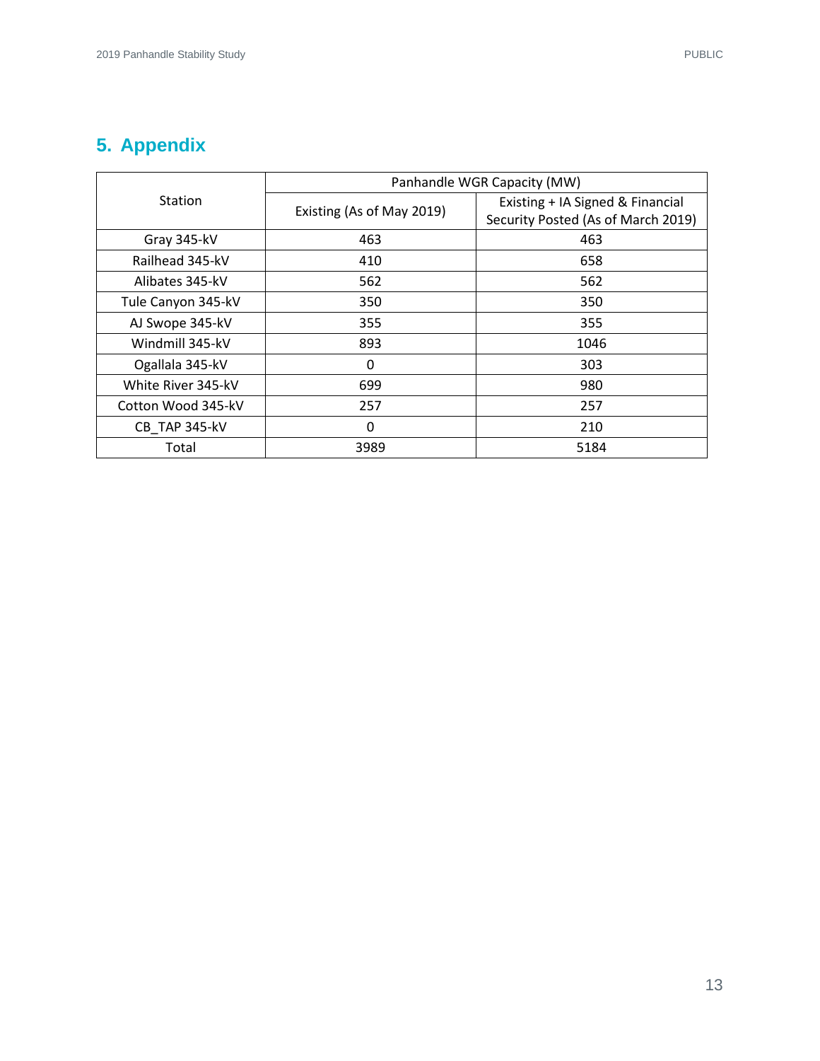## 5. Appendix

| Station | Panhandle WGR Capacity (MW) | |
| --- | --- | --- |
| | Existing (As of May 2019) | Existing + IA Signed & Financial Security Posted (As of March 2019) |
| Gray 345-kV | 463 | 463 |
| Railhead 345-kV | 410 | 658 |
| Alibates 345-kV | 562 | 562 |
| Tule Canyon 345-kV | 350 | 350 |
| AJ Swope 345-kV | 355 | 355 |
| Windmill 345-kV | 893 | 1046 |
| Ogallala 345-kV | 0 | 303 |
| White River 345-kV | 699 | 980 |
| Cotton Wood 345-kV | 257 | 257 |
| CB_TAP 345-kV | 0 | 210 |
| Total | 3989 | 5184 |